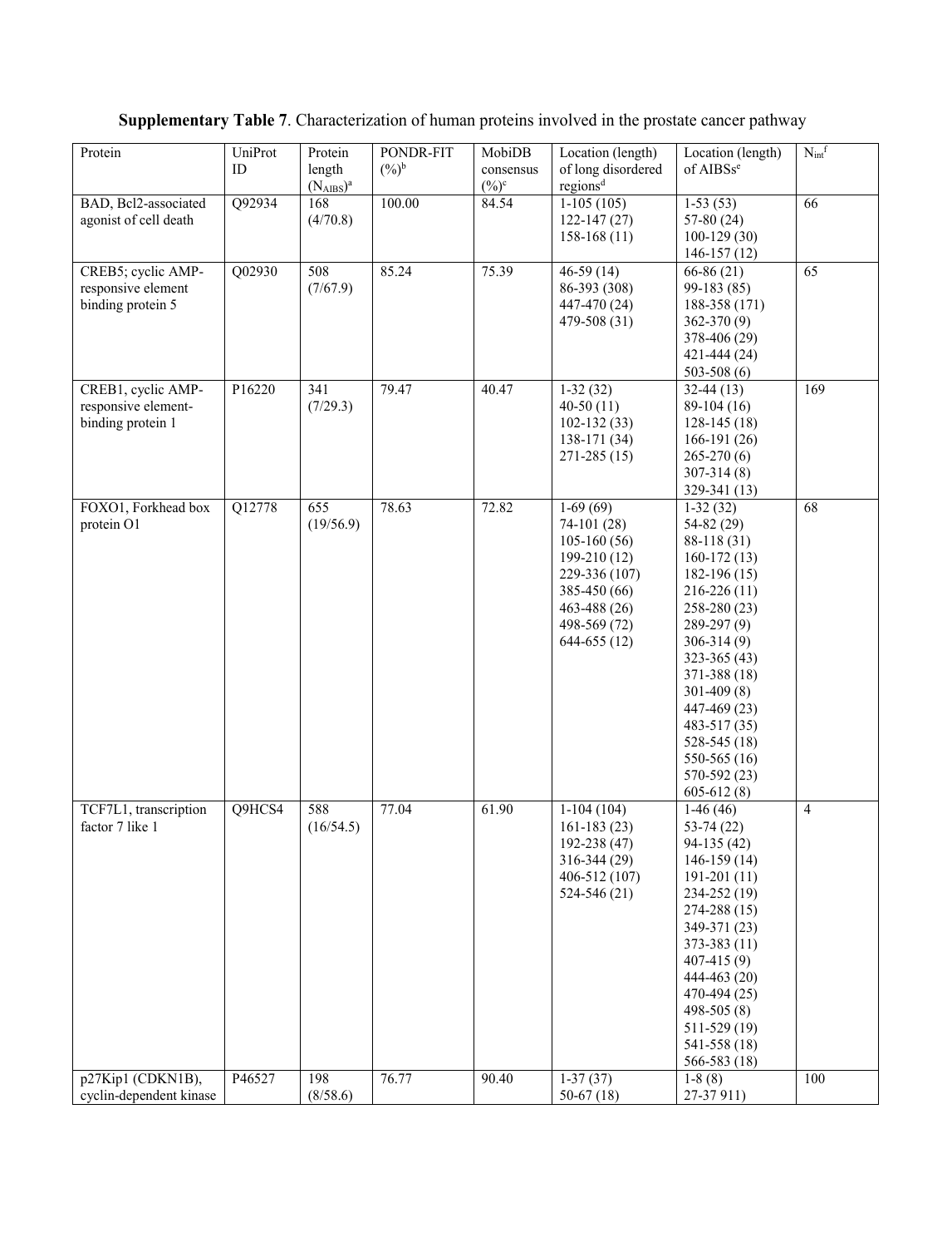**Supplementary Table 7**. Characterization of human proteins involved in the prostate cancer pathway

| Protein | UniProt ID | Protein length ($N_{AIBS}$)[a] | PONDR-FIT (%)[b] | MobiDB consensus (%)[c] | Location (length) of long disordered regions[d] | Location (length) of AIBSs[e] | $N_{int}$[f] |
|---|---|---|---|---|---|---|---|
| BAD, Bcl2-associated agonist of cell death | Q92934 | 168 (4/70.8) | 100.00 | 84.54 | 1-105 (105)<br>122-147 (27)<br>158-168 (11) | 1-53 (53)<br>57-80 (24)<br>100-129 (30)<br>146-157 (12) | 66 |
| CREB5; cyclic AMP-responsive element binding protein 5 | Q02930 | 508 (7/67.9) | 85.24 | 75.39 | 46-59 (14)<br>86-393 (308)<br>447-470 (24)<br>479-508 (31) | 66-86 (21)<br>99-183 (85)<br>188-358 (171)<br>362-370 (9)<br>378-406 (29)<br>421-444 (24)<br>503-508 (6) | 65 |
| CREB1, cyclic AMP-responsive element-binding protein 1 | P16220 | 341 (7/29.3) | 79.47 | 40.47 | 1-32 (32)<br>40-50 (11)<br>102-132 (33)<br>138-171 (34)<br>271-285 (15) | 32-44 (13)<br>89-104 (16)<br>128-145 (18)<br>166-191 (26)<br>265-270 (6)<br>307-314 (8)<br>329-341 (13) | 169 |
| FOXO1, Forkhead box protein O1 | Q12778 | 655 (19/56.9) | 78.63 | 72.82 | 1-69 (69)<br>74-101 (28)<br>105-160 (56)<br>199-210 (12)<br>229-336 (107)<br>385-450 (66)<br>463-488 (26)<br>498-569 (72)<br>644-655 (12) | 1-32 (32)<br>54-82 (29)<br>88-118 (31)<br>160-172 (13)<br>182-196 (15)<br>216-226 (11)<br>258-280 (23)<br>289-297 (9)<br>306-314 (9)<br>323-365 (43)<br>371-388 (18)<br>301-409 (8)<br>447-469 (23)<br>483-517 (35)<br>528-545 (18)<br>550-565 (16)<br>570-592 (23)<br>605-612 (8) | 68 |
| TCF7L1, transcription factor 7 like 1 | Q9HCS4 | 588 (16/54.5) | 77.04 | 61.90 | 1-104 (104)<br>161-183 (23)<br>192-238 (47)<br>316-344 (29)<br>406-512 (107)<br>524-546 (21) | 1-46 (46)<br>53-74 (22)<br>94-135 (42)<br>146-159 (14)<br>191-201 (11)<br>234-252 (19)<br>274-288 (15)<br>349-371 (23)<br>373-383 (11)<br>407-415 (9)<br>444-463 (20)<br>470-494 (25)<br>498-505 (8)<br>511-529 (19)<br>541-558 (18)<br>566-583 (18) | 4 |
| p27Kip1 (CDKN1B), cyclin-dependent kinase | P46527 | 198 (8/58.6) | 76.77 | 90.40 | 1-37 (37)<br>50-67 (18) | 1-8 (8)<br>27-37 911) | 100 |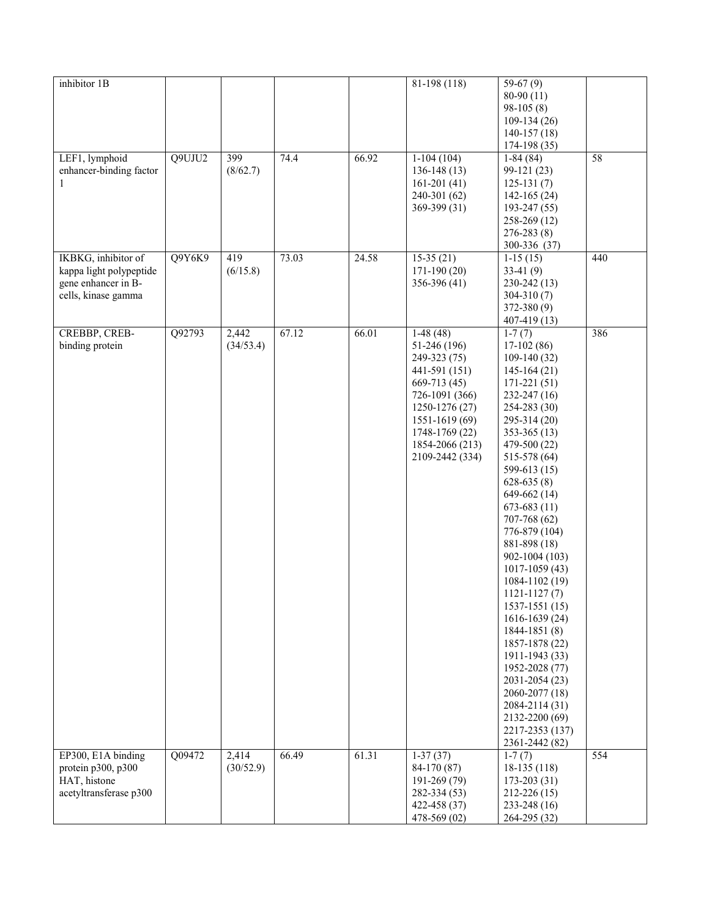| | | | | | | | |
|---|---|---|---|---|---|---|---|
| inhibitor 1B | | | | | 81-198 (118) | 59-67 (9)<br>80-90 (11)<br>98-105 (8)<br>109-134 (26)<br>140-157 (18)<br>174-198 (35) | |
| LEF1, lymphoid enhancer-binding factor 1 | Q9UJU2 | 399 (8/62.7) | 74.4 | 66.92 | 1-104 (104)<br>136-148 (13)<br>161-201 (41)<br>240-301 (62)<br>369-399 (31) | 1-84 (84)<br>99-121 (23)<br>125-131 (7)<br>142-165 (24)<br>193-247 (55)<br>258-269 (12)<br>276-283 (8)<br>300-336 (37) | 58 |
| IKBKG, inhibitor of kappa light polypeptide gene enhancer in B-cells, kinase gamma | Q9Y6K9 | 419 (6/15.8) | 73.03 | 24.58 | 15-35 (21)<br>171-190 (20)<br>356-396 (41) | 1-15 (15)<br>33-41 (9)<br>230-242 (13)<br>304-310 (7)<br>372-380 (9)<br>407-419 (13) | 440 |
| CREBBP, CREB-binding protein | Q92793 | 2,442 (34/53.4) | 67.12 | 66.01 | 1-48 (48)<br>51-246 (196)<br>249-323 (75)<br>441-591 (151)<br>669-713 (45)<br>726-1091 (366)<br>1250-1276 (27)<br>1551-1619 (69)<br>1748-1769 (22)<br>1854-2066 (213)<br>2109-2442 (334) | 1-7 (7)<br>17-102 (86)<br>109-140 (32)<br>145-164 (21)<br>171-221 (51)<br>232-247 (16)<br>254-283 (30)<br>295-314 (20)<br>353-365 (13)<br>479-500 (22)<br>515-578 (64)<br>599-613 (15)<br>628-635 (8)<br>649-662 (14)<br>673-683 (11)<br>707-768 (62)<br>776-879 (104)<br>881-898 (18)<br>902-1004 (103)<br>1017-1059 (43)<br>1084-1102 (19)<br>1121-1127 (7)<br>1537-1551 (15)<br>1616-1639 (24)<br>1844-1851 (8)<br>1857-1878 (22)<br>1911-1943 (33)<br>1952-2028 (77)<br>2031-2054 (23)<br>2060-2077 (18)<br>2084-2114 (31)<br>2132-2200 (69)<br>2217-2353 (137)<br>2361-2442 (82) | 386 |
| EP300, E1A binding protein p300, p300 HAT, histone acetyltransferase p300 | Q09472 | 2,414 (30/52.9) | 66.49 | 61.31 | 1-37 (37)<br>84-170 (87)<br>191-269 (79)<br>282-334 (53)<br>422-458 (37)<br>478-569 (02) | 1-7 (7)<br>18-135 (118)<br>173-203 (31)<br>212-226 (15)<br>233-248 (16)<br>264-295 (32) | 554 |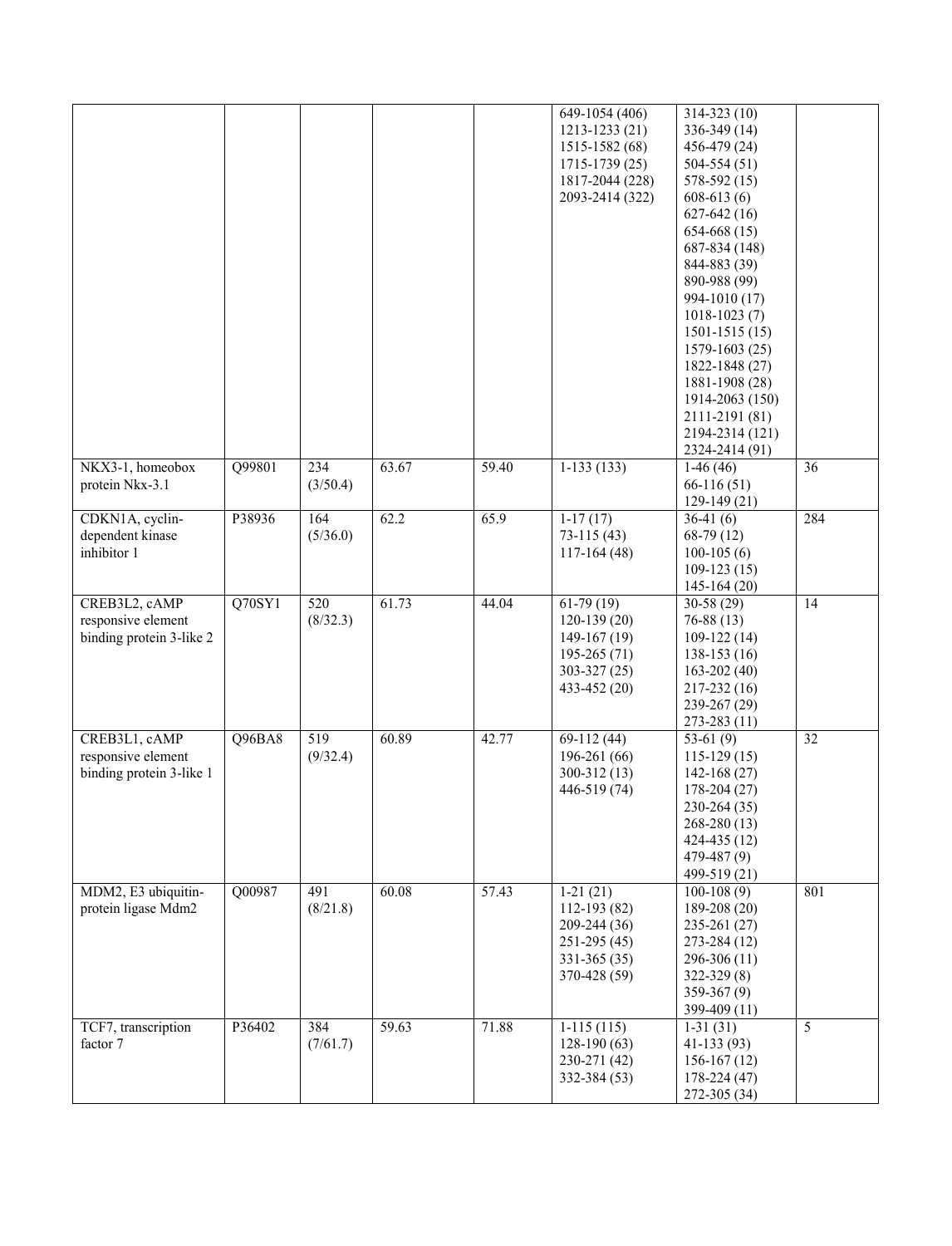| | | | | | | | |
|---|---|---|---|---|---|---|---|
| | | | | | 649-1054 (406)<br>1213-1233 (21)<br>1515-1582 (68)<br>1715-1739 (25)<br>1817-2044 (228)<br>2093-2414 (322) | 314-323 (10)<br>336-349 (14)<br>456-479 (24)<br>504-554 (51)<br>578-592 (15)<br>608-613 (6)<br>627-642 (16)<br>654-668 (15)<br>687-834 (148)<br>844-883 (39)<br>890-988 (99)<br>994-1010 (17)<br>1018-1023 (7)<br>1501-1515 (15)<br>1579-1603 (25)<br>1822-1848 (27)<br>1881-1908 (28)<br>1914-2063 (150)<br>2111-2191 (81)<br>2194-2314 (121)<br>2324-2414 (91) | |
| NKX3-1, homeobox protein Nkx-3.1 | Q99801 | 234 (3/50.4) | 63.67 | 59.40 | 1-133 (133) | 1-46 (46)<br>66-116 (51)<br>129-149 (21) | 36 |
| CDKN1A, cyclin-dependent kinase inhibitor 1 | P38936 | 164 (5/36.0) | 62.2 | 65.9 | 1-17 (17)<br>73-115 (43)<br>117-164 (48) | 36-41 (6)<br>68-79 (12)<br>100-105 (6)<br>109-123 (15)<br>145-164 (20) | 284 |
| CREB3L2, cAMP responsive element binding protein 3-like 2 | Q70SY1 | 520 (8/32.3) | 61.73 | 44.04 | 61-79 (19)<br>120-139 (20)<br>149-167 (19)<br>195-265 (71)<br>303-327 (25)<br>433-452 (20) | 30-58 (29)<br>76-88 (13)<br>109-122 (14)<br>138-153 (16)<br>163-202 (40)<br>217-232 (16)<br>239-267 (29)<br>273-283 (11) | 14 |
| CREB3L1, cAMP responsive element binding protein 3-like 1 | Q96BA8 | 519 (9/32.4) | 60.89 | 42.77 | 69-112 (44)<br>196-261 (66)<br>300-312 (13)<br>446-519 (74) | 53-61 (9)<br>115-129 (15)<br>142-168 (27)<br>178-204 (27)<br>230-264 (35)<br>268-280 (13)<br>424-435 (12)<br>479-487 (9)<br>499-519 (21) | 32 |
| MDM2, E3 ubiquitin-protein ligase Mdm2 | Q00987 | 491 (8/21.8) | 60.08 | 57.43 | 1-21 (21)<br>112-193 (82)<br>209-244 (36)<br>251-295 (45)<br>331-365 (35)<br>370-428 (59) | 100-108 (9)<br>189-208 (20)<br>235-261 (27)<br>273-284 (12)<br>296-306 (11)<br>322-329 (8)<br>359-367 (9)<br>399-409 (11) | 801 |
| TCF7, transcription factor 7 | P36402 | 384 (7/61.7) | 59.63 | 71.88 | 1-115 (115)<br>128-190 (63)<br>230-271 (42)<br>332-384 (53) | 1-31 (31)<br>41-133 (93)<br>156-167 (12)<br>178-224 (47)<br>272-305 (34) | 5 |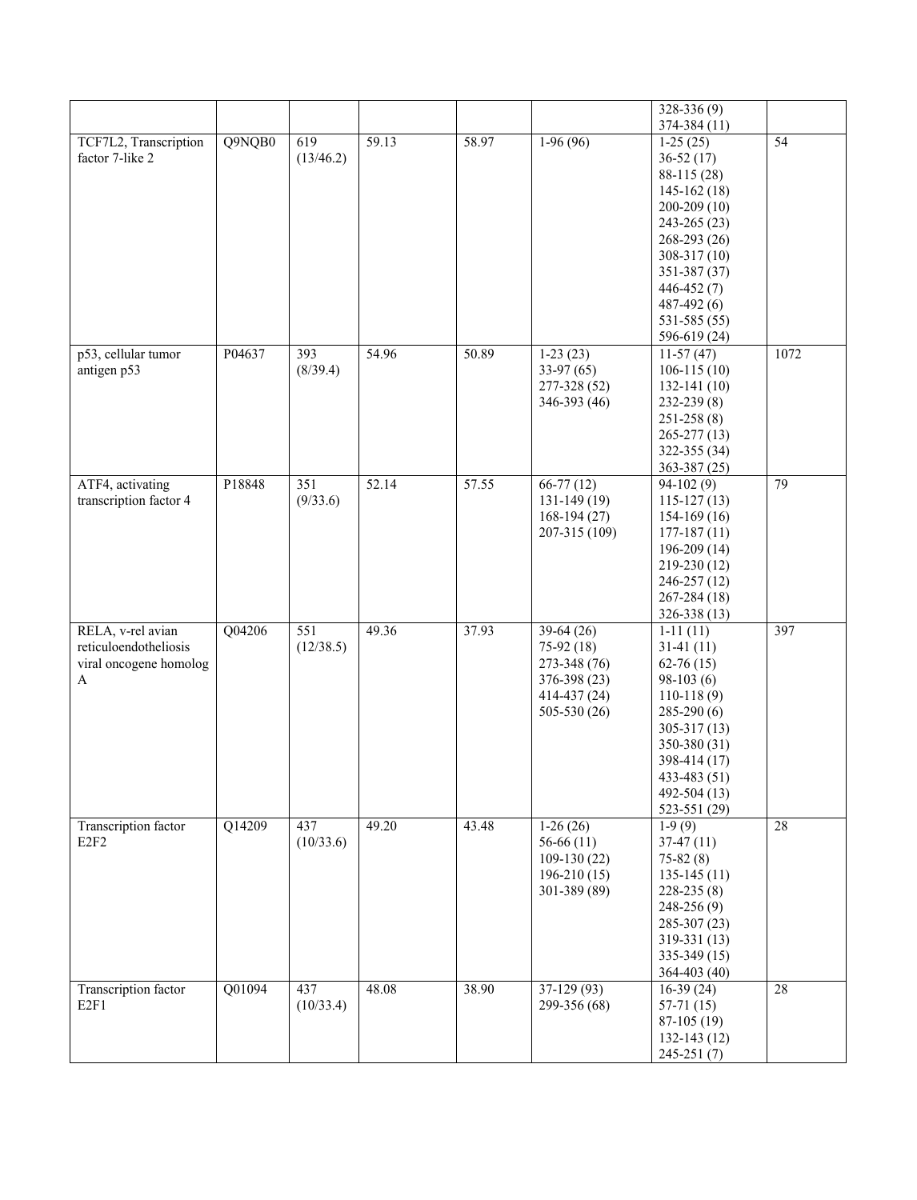| | | | | | | | |
|---|---|---|---|---|---|---|---|
| | | | | | | 328-336 (9)<br>374-384 (11) | |
| TCF7L2, Transcription factor 7-like 2 | Q9NQB0 | 619 (13/46.2) | 59.13 | 58.97 | 1-96 (96) | 1-25 (25)<br>36-52 (17)<br>88-115 (28)<br>145-162 (18)<br>200-209 (10)<br>243-265 (23)<br>268-293 (26)<br>308-317 (10)<br>351-387 (37)<br>446-452 (7)<br>487-492 (6)<br>531-585 (55)<br>596-619 (24) | 54 |
| p53, cellular tumor antigen p53 | P04637 | 393 (8/39.4) | 54.96 | 50.89 | 1-23 (23)<br>33-97 (65)<br>277-328 (52)<br>346-393 (46) | 11-57 (47)<br>106-115 (10)<br>132-141 (10)<br>232-239 (8)<br>251-258 (8)<br>265-277 (13)<br>322-355 (34)<br>363-387 (25) | 1072 |
| ATF4, activating transcription factor 4 | P18848 | 351 (9/33.6) | 52.14 | 57.55 | 66-77 (12)<br>131-149 (19)<br>168-194 (27)<br>207-315 (109) | 94-102 (9)<br>115-127 (13)<br>154-169 (16)<br>177-187 (11)<br>196-209 (14)<br>219-230 (12)<br>246-257 (12)<br>267-284 (18)<br>326-338 (13) | 79 |
| RELA, v-rel avian reticuloendotheliosis viral oncogene homolog A | Q04206 | 551 (12/38.5) | 49.36 | 37.93 | 39-64 (26)<br>75-92 (18)<br>273-348 (76)<br>376-398 (23)<br>414-437 (24)<br>505-530 (26) | 1-11 (11)<br>31-41 (11)<br>62-76 (15)<br>98-103 (6)<br>110-118 (9)<br>285-290 (6)<br>305-317 (13)<br>350-380 (31)<br>398-414 (17)<br>433-483 (51)<br>492-504 (13)<br>523-551 (29) | 397 |
| Transcription factor E2F2 | Q14209 | 437 (10/33.6) | 49.20 | 43.48 | 1-26 (26)<br>56-66 (11)<br>109-130 (22)<br>196-210 (15)<br>301-389 (89) | 1-9 (9)<br>37-47 (11)<br>75-82 (8)<br>135-145 (11)<br>228-235 (8)<br>248-256 (9)<br>285-307 (23)<br>319-331 (13)<br>335-349 (15)<br>364-403 (40) | 28 |
| Transcription factor E2F1 | Q01094 | 437 (10/33.4) | 48.08 | 38.90 | 37-129 (93)<br>299-356 (68) | 16-39 (24)<br>57-71 (15)<br>87-105 (19)<br>132-143 (12)<br>245-251 (7) | 28 |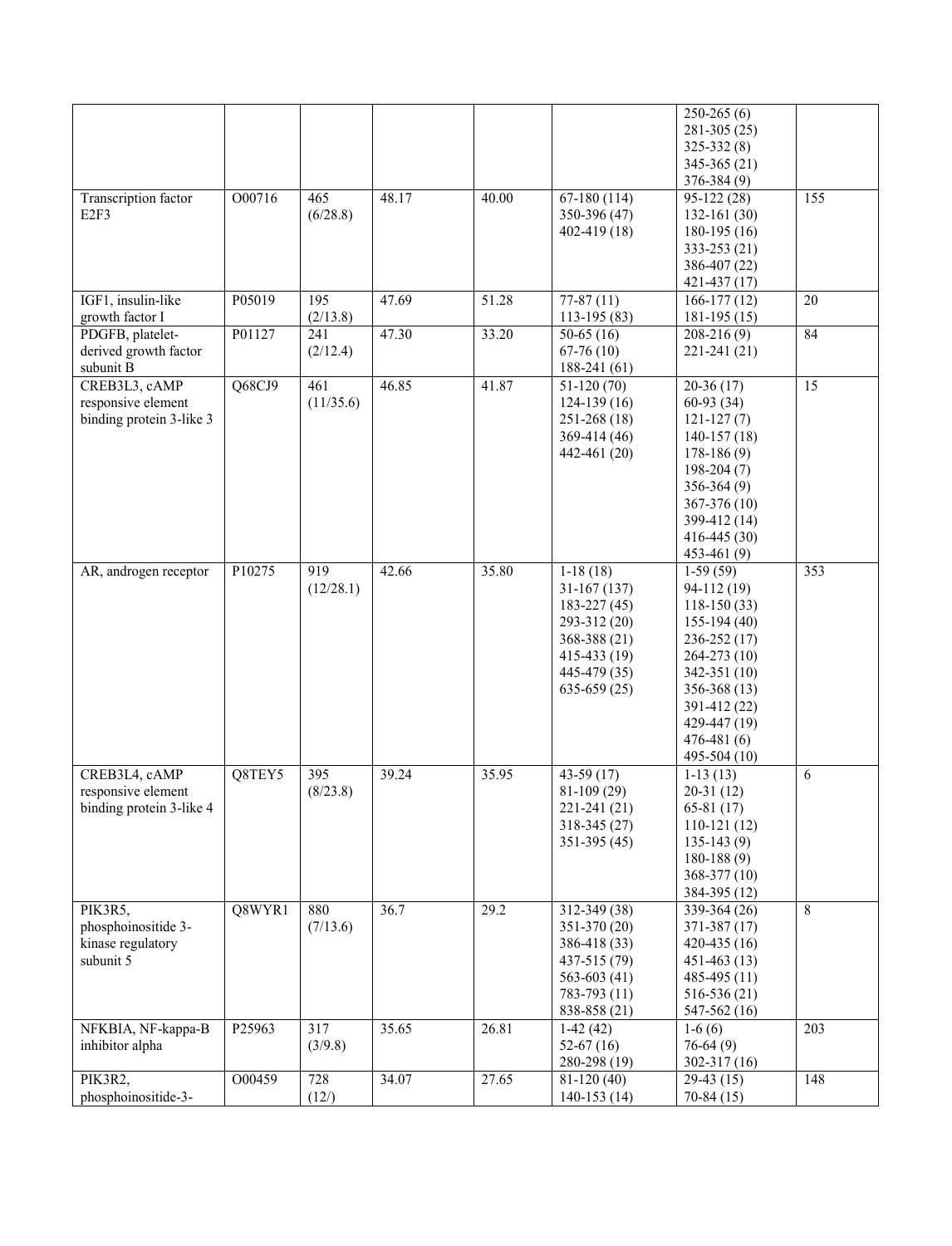|  |  |  |  |  |  | 250-265 (6)<br>281-305 (25)<br>325-332 (8)<br>345-365 (21)<br>376-384 (9) |  |
|---|---|---|---|---|---|---|---|
| Transcription factor E2F3 | O00716 | 465 (6/28.8) | 48.17 | 40.00 | 67-180 (114)<br>350-396 (47)<br>402-419 (18) | 95-122 (28)<br>132-161 (30)<br>180-195 (16)<br>333-253 (21)<br>386-407 (22)<br>421-437 (17) | 155 |
| IGF1, insulin-like growth factor I | P05019 | 195 (2/13.8) | 47.69 | 51.28 | 77-87 (11)<br>113-195 (83) | 166-177 (12)<br>181-195 (15) | 20 |
| PDGFB, platelet-derived growth factor subunit B | P01127 | 241 (2/12.4) | 47.30 | 33.20 | 50-65 (16)<br>67-76 (10)<br>188-241 (61) | 208-216 (9)<br>221-241 (21) | 84 |
| CREB3L3, cAMP responsive element binding protein 3-like 3 | Q68CJ9 | 461 (11/35.6) | 46.85 | 41.87 | 51-120 (70)<br>124-139 (16)<br>251-268 (18)<br>369-414 (46)<br>442-461 (20) | 20-36 (17)<br>60-93 (34)<br>121-127 (7)<br>140-157 (18)<br>178-186 (9)<br>198-204 (7)<br>356-364 (9)<br>367-376 (10)<br>399-412 (14)<br>416-445 (30)<br>453-461 (9) | 15 |
| AR, androgen receptor | P10275 | 919 (12/28.1) | 42.66 | 35.80 | 1-18 (18)<br>31-167 (137)<br>183-227 (45)<br>293-312 (20)<br>368-388 (21)<br>415-433 (19)<br>445-479 (35)<br>635-659 (25) | 1-59 (59)<br>94-112 (19)<br>118-150 (33)<br>155-194 (40)<br>236-252 (17)<br>264-273 (10)<br>342-351 (10)<br>356-368 (13)<br>391-412 (22)<br>429-447 (19)<br>476-481 (6)<br>495-504 (10) | 353 |
| CREB3L4, cAMP responsive element binding protein 3-like 4 | Q8TEY5 | 395 (8/23.8) | 39.24 | 35.95 | 43-59 (17)<br>81-109 (29)<br>221-241 (21)<br>318-345 (27)<br>351-395 (45) | 1-13 (13)<br>20-31 (12)<br>65-81 (17)<br>110-121 (12)<br>135-143 (9)<br>180-188 (9)<br>368-377 (10)<br>384-395 (12) | 6 |
| PIK3R5, phosphoinositide 3-kinase regulatory subunit 5 | Q8WYR1 | 880 (7/13.6) | 36.7 | 29.2 | 312-349 (38)<br>351-370 (20)<br>386-418 (33)<br>437-515 (79)<br>563-603 (41)<br>783-793 (11)<br>838-858 (21) | 339-364 (26)<br>371-387 (17)<br>420-435 (16)<br>451-463 (13)<br>485-495 (11)<br>516-536 (21)<br>547-562 (16) | 8 |
| NFKBIA, NF-kappa-B inhibitor alpha | P25963 | 317 (3/9.8) | 35.65 | 26.81 | 1-42 (42)<br>52-67 (16)<br>280-298 (19) | 1-6 (6)<br>76-64 (9)<br>302-317 (16) | 203 |
| PIK3R2, phosphoinositide-3- | O00459 | 728 (12/) | 34.07 | 27.65 | 81-120 (40)<br>140-153 (14) | 29-43 (15)<br>70-84 (15) | 148 |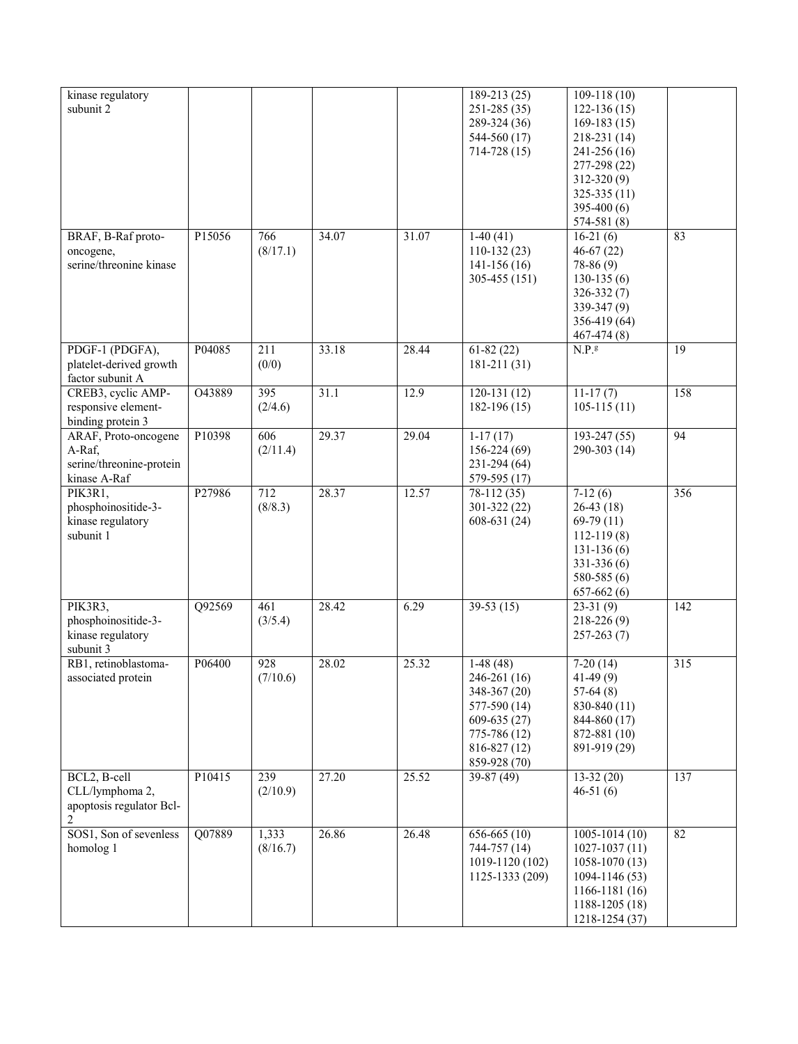| | | | | | | | |
|---|---|---|---|---|---|---|---|
| kinase regulatory subunit 2 | | | | | 189-213 (25)<br>251-285 (35)<br>289-324 (36)<br>544-560 (17)<br>714-728 (15) | 109-118 (10)<br>122-136 (15)<br>169-183 (15)<br>218-231 (14)<br>241-256 (16)<br>277-298 (22)<br>312-320 (9)<br>325-335 (11)<br>395-400 (6)<br>574-581 (8) | |
| BRAF, B-Raf proto-oncogene, serine/threonine kinase | P15056 | 766 (8/17.1) | 34.07 | 31.07 | 1-40 (41)<br>110-132 (23)<br>141-156 (16)<br>305-455 (151) | 16-21 (6)<br>46-67 (22)<br>78-86 (9)<br>130-135 (6)<br>326-332 (7)<br>339-347 (9)<br>356-419 (64)<br>467-474 (8) | 83 |
| PDGF-1 (PDGFA), platelet-derived growth factor subunit A | P04085 | 211 (0/0) | 33.18 | 28.44 | 61-82 (22)<br>181-211 (31) | N.P.[g] | 19 |
| CREB3, cyclic AMP-responsive element-binding protein 3 | O43889 | 395 (2/4.6) | 31.1 | 12.9 | 120-131 (12)<br>182-196 (15) | 11-17 (7)<br>105-115 (11) | 158 |
| ARAF, Proto-oncogene A-Raf, serine/threonine-protein kinase A-Raf | P10398 | 606 (2/11.4) | 29.37 | 29.04 | 1-17 (17)<br>156-224 (69)<br>231-294 (64)<br>579-595 (17) | 193-247 (55)<br>290-303 (14) | 94 |
| PIK3R1, phosphoinositide-3-kinase regulatory subunit 1 | P27986 | 712 (8/8.3) | 28.37 | 12.57 | 78-112 (35)<br>301-322 (22)<br>608-631 (24) | 7-12 (6)<br>26-43 (18)<br>69-79 (11)<br>112-119 (8)<br>131-136 (6)<br>331-336 (6)<br>580-585 (6)<br>657-662 (6) | 356 |
| PIK3R3, phosphoinositide-3-kinase regulatory subunit 3 | Q92569 | 461 (3/5.4) | 28.42 | 6.29 | 39-53 (15) | 23-31 (9)<br>218-226 (9)<br>257-263 (7) | 142 |
| RB1, retinoblastoma-associated protein | P06400 | 928 (7/10.6) | 28.02 | 25.32 | 1-48 (48)<br>246-261 (16)<br>348-367 (20)<br>577-590 (14)<br>609-635 (27)<br>775-786 (12)<br>816-827 (12)<br>859-928 (70) | 7-20 (14)<br>41-49 (9)<br>57-64 (8)<br>830-840 (11)<br>844-860 (17)<br>872-881 (10)<br>891-919 (29) | 315 |
| BCL2, B-cell CLL/lymphoma 2, apoptosis regulator Bcl-2 | P10415 | 239 (2/10.9) | 27.20 | 25.52 | 39-87 (49) | 13-32 (20)<br>46-51 (6) | 137 |
| SOS1, Son of sevenless homolog 1 | Q07889 | 1,333 (8/16.7) | 26.86 | 26.48 | 656-665 (10)<br>744-757 (14)<br>1019-1120 (102)<br>1125-1333 (209) | 1005-1014 (10)<br>1027-1037 (11)<br>1058-1070 (13)<br>1094-1146 (53)<br>1166-1181 (16)<br>1188-1205 (18)<br>1218-1254 (37) | 82 |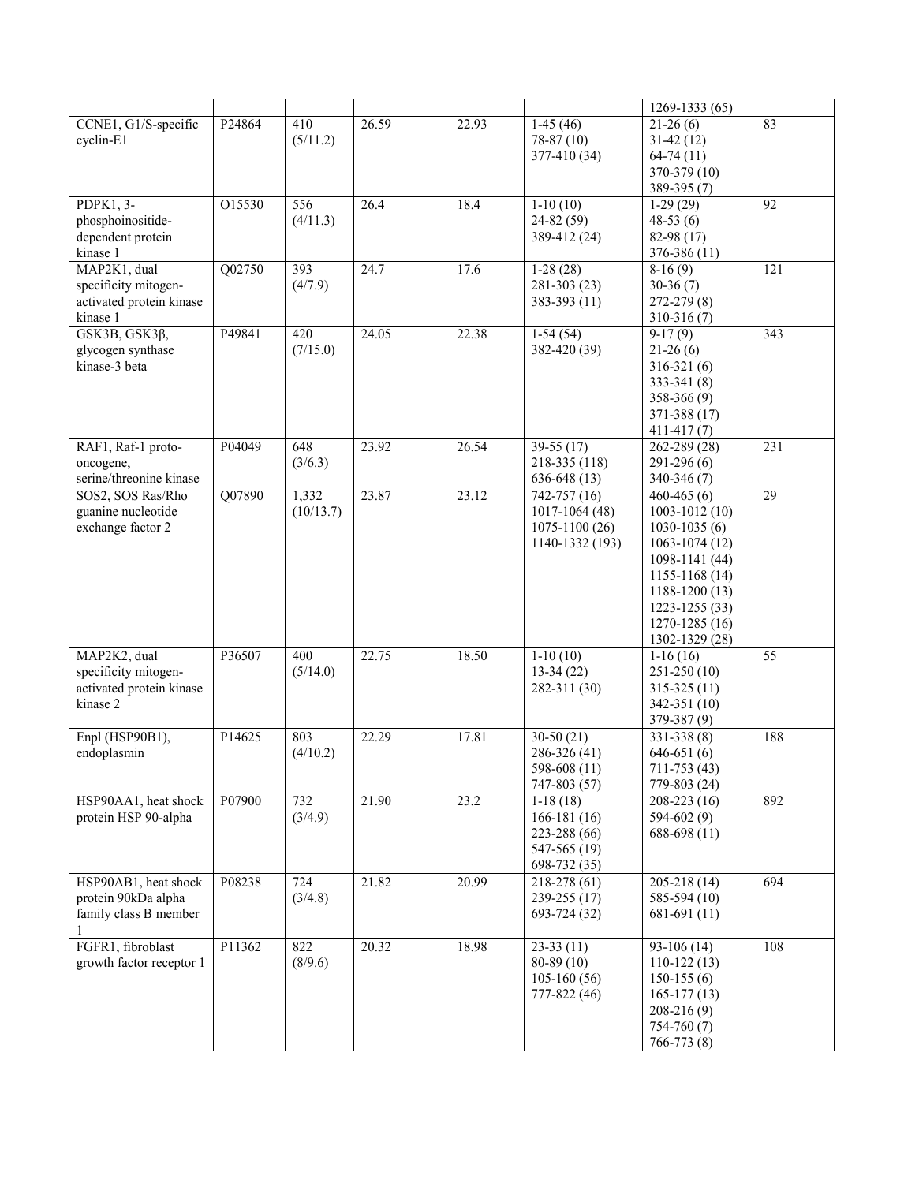| | | | | | | 1269-1333 (65) | |
|---|---|---|---|---|---|---|---|
| CCNE1, G1/S-specific cyclin-E1 | P24864 | 410 (5/11.2) | 26.59 | 22.93 | 1-45 (46)<br>78-87 (10)<br>377-410 (34) | 21-26 (6)<br>31-42 (12)<br>64-74 (11)<br>370-379 (10)<br>389-395 (7) | 83 |
| PDPK1, 3-phosphoinositide-dependent protein kinase 1 | O15530 | 556 (4/11.3) | 26.4 | 18.4 | 1-10 (10)<br>24-82 (59)<br>389-412 (24) | 1-29 (29)<br>48-53 (6)<br>82-98 (17)<br>376-386 (11) | 92 |
| MAP2K1, dual specificity mitogen-activated protein kinase kinase 1 | Q02750 | 393 (4/7.9) | 24.7 | 17.6 | 1-28 (28)<br>281-303 (23)<br>383-393 (11) | 8-16 (9)<br>30-36 (7)<br>272-279 (8)<br>310-316 (7) | 121 |
| GSK3B, GSK3β, glycogen synthase kinase-3 beta | P49841 | 420 (7/15.0) | 24.05 | 22.38 | 1-54 (54)<br>382-420 (39) | 9-17 (9)<br>21-26 (6)<br>316-321 (6)<br>333-341 (8)<br>358-366 (9)<br>371-388 (17)<br>411-417 (7) | 343 |
| RAF1, Raf-1 proto-oncogene, serine/threonine kinase | P04049 | 648 (3/6.3) | 23.92 | 26.54 | 39-55 (17)<br>218-335 (118)<br>636-648 (13) | 262-289 (28)<br>291-296 (6)<br>340-346 (7) | 231 |
| SOS2, SOS Ras/Rho guanine nucleotide exchange factor 2 | Q07890 | 1,332 (10/13.7) | 23.87 | 23.12 | 742-757 (16)<br>1017-1064 (48)<br>1075-1100 (26)<br>1140-1332 (193) | 460-465 (6)<br>1003-1012 (10)<br>1030-1035 (6)<br>1063-1074 (12)<br>1098-1141 (44)<br>1155-1168 (14)<br>1188-1200 (13)<br>1223-1255 (33)<br>1270-1285 (16)<br>1302-1329 (28) | 29 |
| MAP2K2, dual specificity mitogen-activated protein kinase kinase 2 | P36507 | 400 (5/14.0) | 22.75 | 18.50 | 1-10 (10)<br>13-34 (22)<br>282-311 (30) | 1-16 (16)<br>251-250 (10)<br>315-325 (11)<br>342-351 (10)<br>379-387 (9) | 55 |
| Enpl (HSP90B1), endoplasmin | P14625 | 803 (4/10.2) | 22.29 | 17.81 | 30-50 (21)<br>286-326 (41)<br>598-608 (11)<br>747-803 (57) | 331-338 (8)<br>646-651 (6)<br>711-753 (43)<br>779-803 (24) | 188 |
| HSP90AA1, heat shock protein HSP 90-alpha | P07900 | 732 (3/4.9) | 21.90 | 23.2 | 1-18 (18)<br>166-181 (16)<br>223-288 (66)<br>547-565 (19)<br>698-732 (35) | 208-223 (16)<br>594-602 (9)<br>688-698 (11) | 892 |
| HSP90AB1, heat shock protein 90kDa alpha family class B member 1 | P08238 | 724 (3/4.8) | 21.82 | 20.99 | 218-278 (61)<br>239-255 (17)<br>693-724 (32) | 205-218 (14)<br>585-594 (10)<br>681-691 (11) | 694 |
| FGFR1, fibroblast growth factor receptor 1 | P11362 | 822 (8/9.6) | 20.32 | 18.98 | 23-33 (11)<br>80-89 (10)<br>105-160 (56)<br>777-822 (46) | 93-106 (14)<br>110-122 (13)<br>150-155 (6)<br>165-177 (13)<br>208-216 (9)<br>754-760 (7)<br>766-773 (8) | 108 |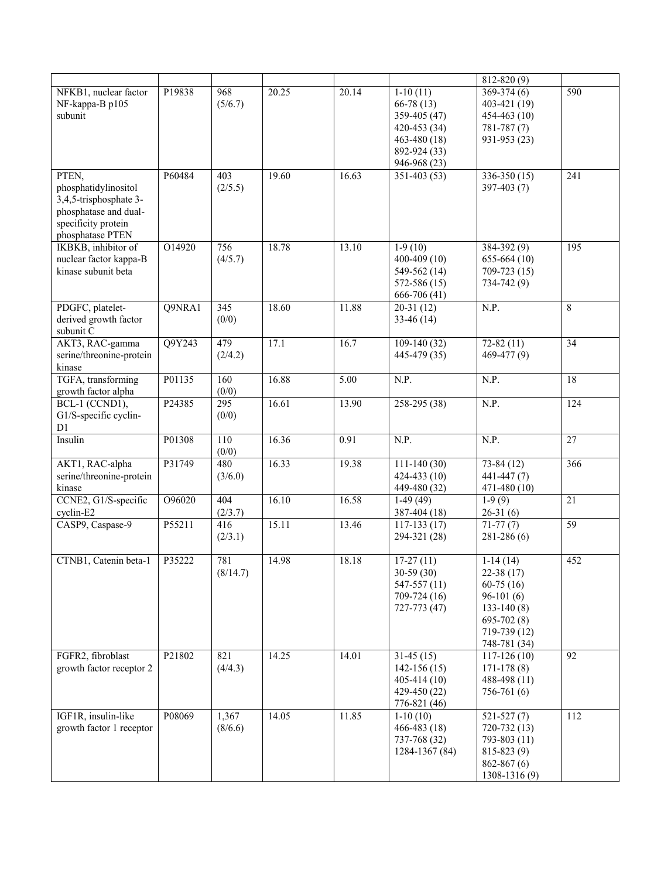| | | | | | | | |
|---|---|---|---|---|---|---|---|
| | | | | | | 812-820 (9) | |
| NFKB1, nuclear factor NF-kappa-B p105 subunit | P19838 | 968 (5/6.7) | 20.25 | 20.14 | 1-10 (11)<br>66-78 (13)<br>359-405 (47)<br>420-453 (34)<br>463-480 (18)<br>892-924 (33)<br>946-968 (23) | 369-374 (6)<br>403-421 (19)<br>454-463 (10)<br>781-787 (7)<br>931-953 (23) | 590 |
| PTEN, phosphatidylinositol 3,4,5-trisphosphate 3-phosphatase and dual-specificity protein phosphatase PTEN | P60484 | 403 (2/5.5) | 19.60 | 16.63 | 351-403 (53) | 336-350 (15)<br>397-403 (7) | 241 |
| IKBKB, inhibitor of nuclear factor kappa-B kinase subunit beta | O14920 | 756 (4/5.7) | 18.78 | 13.10 | 1-9 (10)<br>400-409 (10)<br>549-562 (14)<br>572-586 (15)<br>666-706 (41) | 384-392 (9)<br>655-664 (10)<br>709-723 (15)<br>734-742 (9) | 195 |
| PDGFC, platelet-derived growth factor subunit C | Q9NRA1 | 345 (0/0) | 18.60 | 11.88 | 20-31 (12)<br>33-46 (14) | N.P. | 8 |
| AKT3, RAC-gamma serine/threonine-protein kinase | Q9Y243 | 479 (2/4.2) | 17.1 | 16.7 | 109-140 (32)<br>445-479 (35) | 72-82 (11)<br>469-477 (9) | 34 |
| TGFA, transforming growth factor alpha | P01135 | 160 (0/0) | 16.88 | 5.00 | N.P. | N.P. | 18 |
| BCL-1 (CCND1), G1/S-specific cyclin-D1 | P24385 | 295 (0/0) | 16.61 | 13.90 | 258-295 (38) | N.P. | 124 |
| Insulin | P01308 | 110 (0/0) | 16.36 | 0.91 | N.P. | N.P. | 27 |
| AKT1, RAC-alpha serine/threonine-protein kinase | P31749 | 480 (3/6.0) | 16.33 | 19.38 | 111-140 (30)<br>424-433 (10)<br>449-480 (32) | 73-84 (12)<br>441-447 (7)<br>471-480 (10) | 366 |
| CCNE2, G1/S-specific cyclin-E2 | O96020 | 404 (2/3.7) | 16.10 | 16.58 | 1-49 (49)<br>387-404 (18) | 1-9 (9)<br>26-31 (6) | 21 |
| CASP9, Caspase-9 | P55211 | 416 (2/3.1) | 15.11 | 13.46 | 117-133 (17)<br>294-321 (28) | 71-77 (7)<br>281-286 (6) | 59 |
| CTNB1, Catenin beta-1 | P35222 | 781 (8/14.7) | 14.98 | 18.18 | 17-27 (11)<br>30-59 (30)<br>547-557 (11)<br>709-724 (16)<br>727-773 (47) | 1-14 (14)<br>22-38 (17)<br>60-75 (16)<br>96-101 (6)<br>133-140 (8)<br>695-702 (8)<br>719-739 (12)<br>748-781 (34) | 452 |
| FGFR2, fibroblast growth factor receptor 2 | P21802 | 821 (4/4.3) | 14.25 | 14.01 | 31-45 (15)<br>142-156 (15)<br>405-414 (10)<br>429-450 (22)<br>776-821 (46) | 117-126 (10)<br>171-178 (8)<br>488-498 (11)<br>756-761 (6) | 92 |
| IGF1R, insulin-like growth factor 1 receptor | P08069 | 1,367 (8/6.6) | 14.05 | 11.85 | 1-10 (10)<br>466-483 (18)<br>737-768 (32)<br>1284-1367 (84) | 521-527 (7)<br>720-732 (13)<br>793-803 (11)<br>815-823 (9)<br>862-867 (6)<br>1308-1316 (9) | 112 |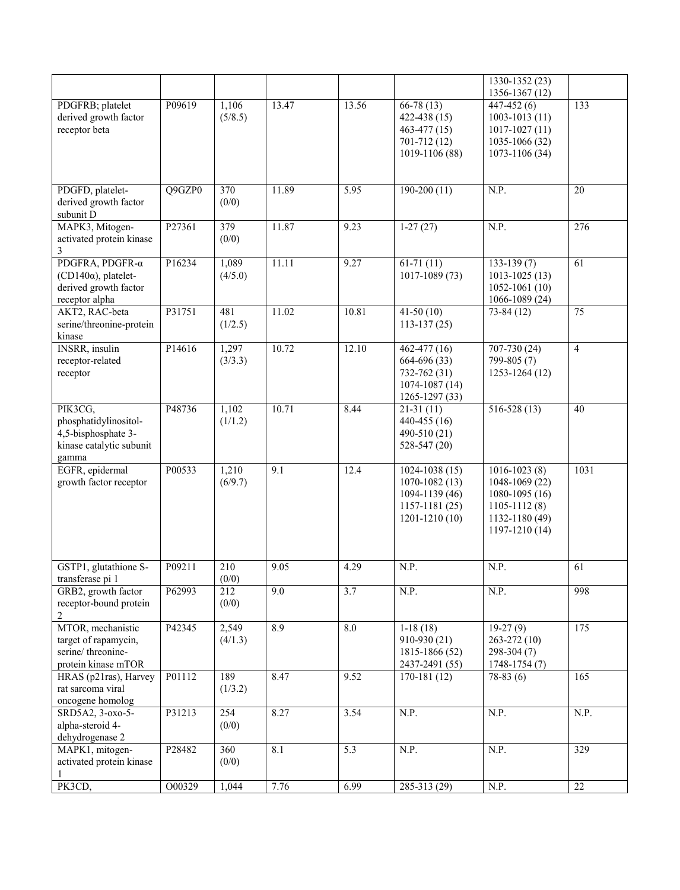| | | | | | | 1330-1352 (23)<br>1356-1367 (12) | |
|---|---|---|---|---|---|---|---|
| PDGFRB; platelet derived growth factor receptor beta | P09619 | 1,106 (5/8.5) | 13.47 | 13.56 | 66-78 (13)<br>422-438 (15)<br>463-477 (15)<br>701-712 (12)<br>1019-1106 (88) | 447-452 (6)<br>1003-1013 (11)<br>1017-1027 (11)<br>1035-1066 (32)<br>1073-1106 (34) | 133 |
| PDGFD, platelet-derived growth factor subunit D | Q9GZP0 | 370 (0/0) | 11.89 | 5.95 | 190-200 (11) | N.P. | 20 |
| MAPK3, Mitogen-activated protein kinase 3 | P27361 | 379 (0/0) | 11.87 | 9.23 | 1-27 (27) | N.P. | 276 |
| PDGFRA, PDGFR-α (CD140α), platelet-derived growth factor receptor alpha | P16234 | 1,089 (4/5.0) | 11.11 | 9.27 | 61-71 (11)<br>1017-1089 (73) | 133-139 (7)<br>1013-1025 (13)<br>1052-1061 (10)<br>1066-1089 (24) | 61 |
| AKT2, RAC-beta serine/threonine-protein kinase | P31751 | 481 (1/2.5) | 11.02 | 10.81 | 41-50 (10)<br>113-137 (25) | 73-84 (12) | 75 |
| INSRR, insulin receptor-related receptor | P14616 | 1,297 (3/3.3) | 10.72 | 12.10 | 462-477 (16)<br>664-696 (33)<br>732-762 (31)<br>1074-1087 (14)<br>1265-1297 (33) | 707-730 (24)<br>799-805 (7)<br>1253-1264 (12) | 4 |
| PIK3CG, phosphatidylinositol-4,5-bisphosphate 3-kinase catalytic subunit gamma | P48736 | 1,102 (1/1.2) | 10.71 | 8.44 | 21-31 (11)<br>440-455 (16)<br>490-510 (21)<br>528-547 (20) | 516-528 (13) | 40 |
| EGFR, epidermal growth factor receptor | P00533 | 1,210 (6/9.7) | 9.1 | 12.4 | 1024-1038 (15)<br>1070-1082 (13)<br>1094-1139 (46)<br>1157-1181 (25)<br>1201-1210 (10) | 1016-1023 (8)<br>1048-1069 (22)<br>1080-1095 (16)<br>1105-1112 (8)<br>1132-1180 (49)<br>1197-1210 (14) | 1031 |
| GSTP1, glutathione S-transferase pi 1 | P09211 | 210 (0/0) | 9.05 | 4.29 | N.P. | N.P. | 61 |
| GRB2, growth factor receptor-bound protein 2 | P62993 | 212 (0/0) | 9.0 | 3.7 | N.P. | N.P. | 998 |
| MTOR, mechanistic target of rapamycin, serine/ threonine-protein kinase mTOR | P42345 | 2,549 (4/1.3) | 8.9 | 8.0 | 1-18 (18)<br>910-930 (21)<br>1815-1866 (52)<br>2437-2491 (55) | 19-27 (9)<br>263-272 (10)<br>298-304 (7)<br>1748-1754 (7) | 175 |
| HRAS (p21ras), Harvey rat sarcoma viral oncogene homolog | P01112 | 189 (1/3.2) | 8.47 | 9.52 | 170-181 (12) | 78-83 (6) | 165 |
| SRD5A2, 3-oxo-5-alpha-steroid 4-dehydrogenase 2 | P31213 | 254 (0/0) | 8.27 | 3.54 | N.P. | N.P. | N.P. |
| MAPK1, mitogen-activated protein kinase 1 | P28482 | 360 (0/0) | 8.1 | 5.3 | N.P. | N.P. | 329 |
| PK3CD, | O00329 | 1,044 | 7.76 | 6.99 | 285-313 (29) | N.P. | 22 |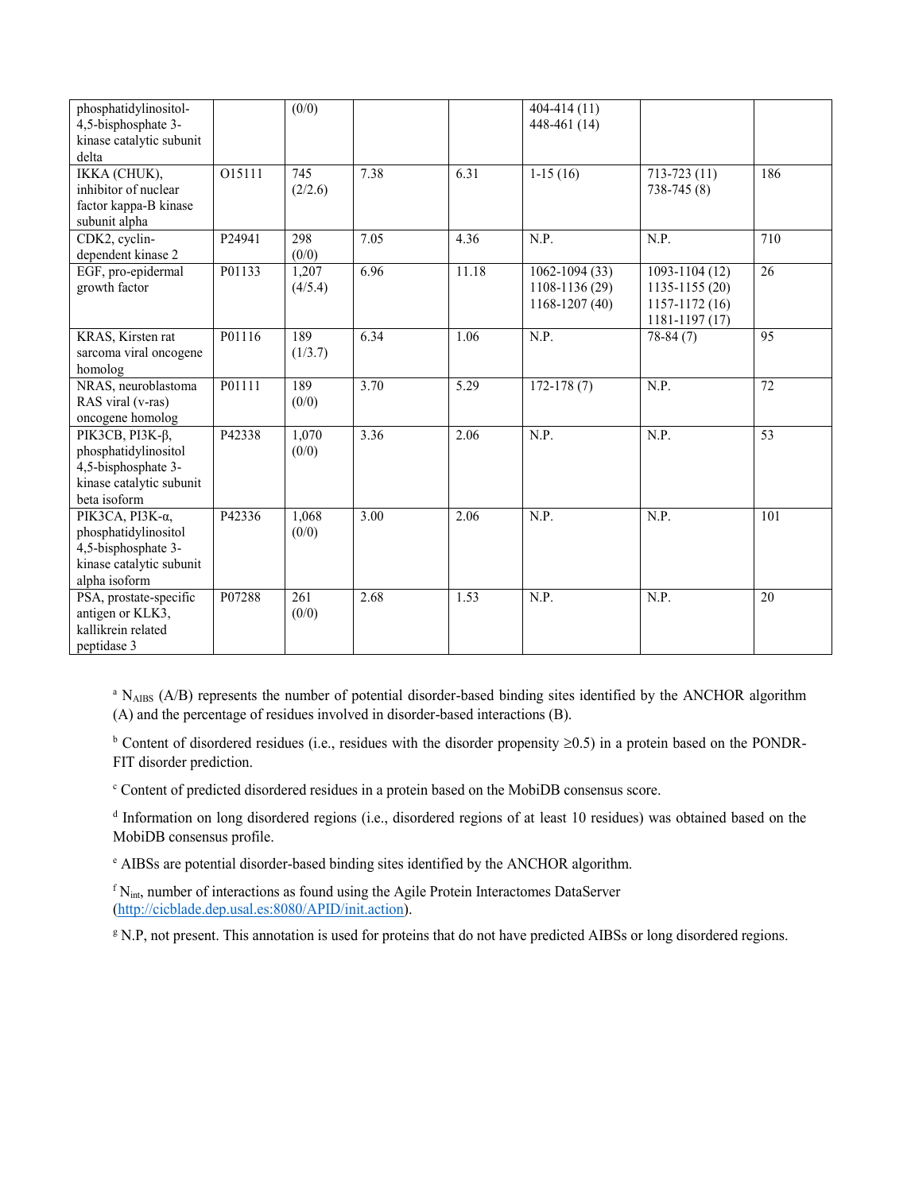| | | | | | | | |
|---|---|---|---|---|---|---|---|
| phosphatidylinositol-4,5-bisphosphate 3-kinase catalytic subunit delta | | (0/0) | | | 404-414 (11) 448-461 (14) | | |
| IKKA (CHUK), inhibitor of nuclear factor kappa-B kinase subunit alpha | O15111 | 745 (2/2.6) | 7.38 | 6.31 | 1-15 (16) | 713-723 (11) 738-745 (8) | 186 |
| CDK2, cyclin-dependent kinase 2 | P24941 | 298 (0/0) | 7.05 | 4.36 | N.P. | N.P. | 710 |
| EGF, pro-epidermal growth factor | P01133 | 1,207 (4/5.4) | 6.96 | 11.18 | 1062-1094 (33) 1108-1136 (29) 1168-1207 (40) | 1093-1104 (12) 1135-1155 (20) 1157-1172 (16) 1181-1197 (17) | 26 |
| KRAS, Kirsten rat sarcoma viral oncogene homolog | P01116 | 189 (1/3.7) | 6.34 | 1.06 | N.P. | 78-84 (7) | 95 |
| NRAS, neuroblastoma RAS viral (v-ras) oncogene homolog | P01111 | 189 (0/0) | 3.70 | 5.29 | 172-178 (7) | N.P. | 72 |
| PIK3CB, PI3K-β, phosphatidylinositol 4,5-bisphosphate 3-kinase catalytic subunit beta isoform | P42338 | 1,070 (0/0) | 3.36 | 2.06 | N.P. | N.P. | 53 |
| PIK3CA, PI3K-α, phosphatidylinositol 4,5-bisphosphate 3-kinase catalytic subunit alpha isoform | P42336 | 1,068 (0/0) | 3.00 | 2.06 | N.P. | N.P. | 101 |
| PSA, prostate-specific antigen or KLK3, kallikrein related peptidase 3 | P07288 | 261 (0/0) | 2.68 | 1.53 | N.P. | N.P. | 20 |

[a] $N_{AIBS}$ (A/B) represents the number of potential disorder-based binding sites identified by the ANCHOR algorithm (A) and the percentage of residues involved in disorder-based interactions (B).

[b] Content of disordered residues (i.e., residues with the disorder propensity ≥0.5) in a protein based on the PONDR-FIT disorder prediction.

[c] Content of predicted disordered residues in a protein based on the MobiDB consensus score.

[d] Information on long disordered regions (i.e., disordered regions of at least 10 residues) was obtained based on the MobiDB consensus profile.

[e] AIBSs are potential disorder-based binding sites identified by the ANCHOR algorithm.

[f] $N_{int}$, number of interactions as found using the Agile Protein Interactomes DataServer (http://cicblade.dep.usal.es:8080/APID/init.action).

[g] N.P, not present. This annotation is used for proteins that do not have predicted AIBSs or long disordered regions.